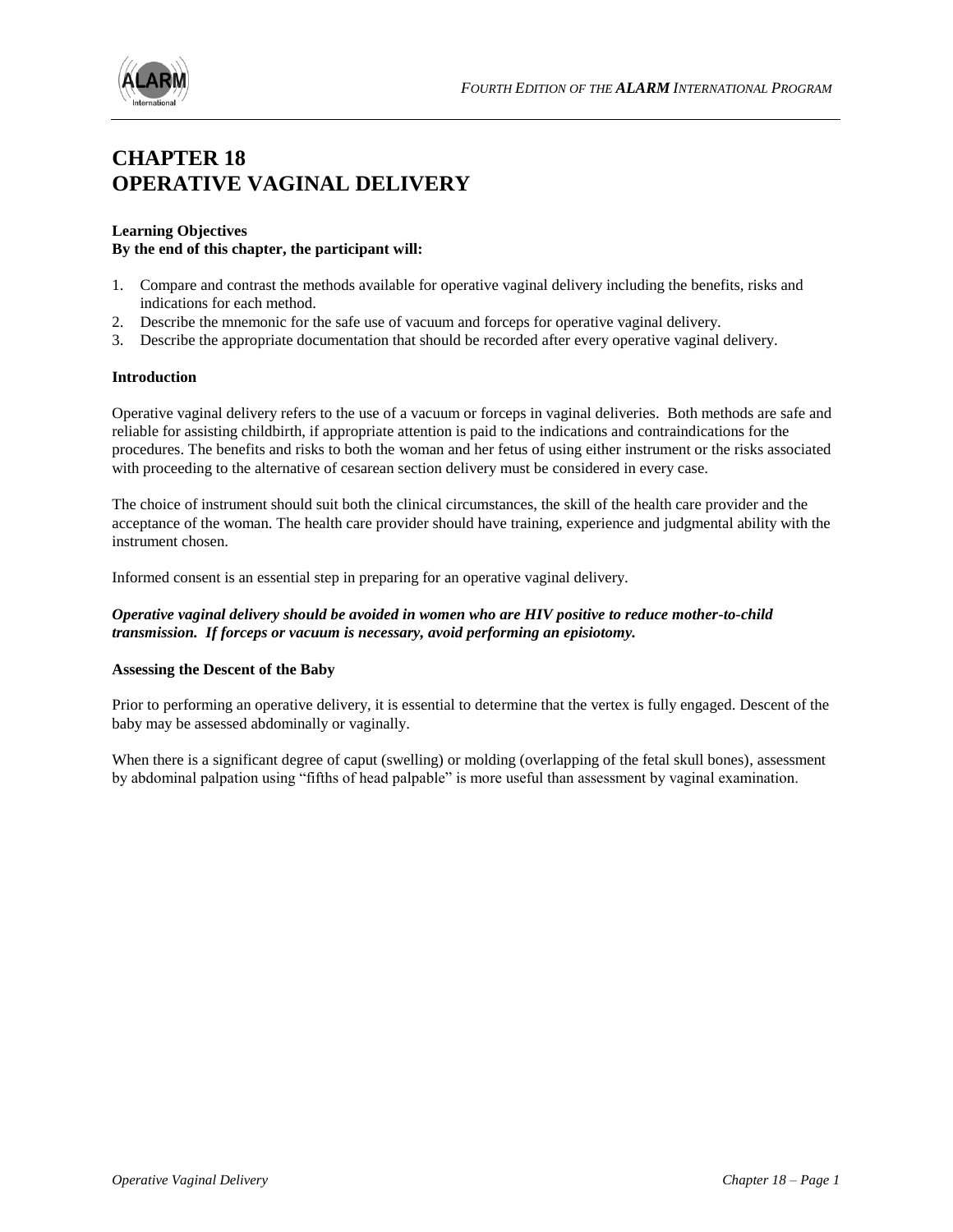# CHAPTER 18
# OPERATIVE VAGINAL DELIVERY

**Learning Objectives**
**By the end of this chapter, the participant will:**

1. Compare and contrast the methods available for operative vaginal delivery including the benefits, risks and indications for each method.
2. Describe the mnemonic for the safe use of vacuum and forceps for operative vaginal delivery.
3. Describe the appropriate documentation that should be recorded after every operative vaginal delivery.

### Introduction

Operative vaginal delivery refers to the use of a vacuum or forceps in vaginal deliveries. Both methods are safe and reliable for assisting childbirth, if appropriate attention is paid to the indications and contraindications for the procedures. The benefits and risks to both the woman and her fetus of using either instrument or the risks associated with proceeding to the alternative of cesarean section delivery must be considered in every case.

The choice of instrument should suit both the clinical circumstances, the skill of the health care provider and the acceptance of the woman. The health care provider should have training, experience and judgmental ability with the instrument chosen.

Informed consent is an essential step in preparing for an operative vaginal delivery.

***Operative vaginal delivery should be avoided in women who are HIV positive to reduce mother-to-child transmission. If forceps or vacuum is necessary, avoid performing an episiotomy.***

### Assessing the Descent of the Baby

Prior to performing an operative delivery, it is essential to determine that the vertex is fully engaged. Descent of the baby may be assessed abdominally or vaginally.

When there is a significant degree of caput (swelling) or molding (overlapping of the fetal skull bones), assessment by abdominal palpation using "fifths of head palpable" is more useful than assessment by vaginal examination.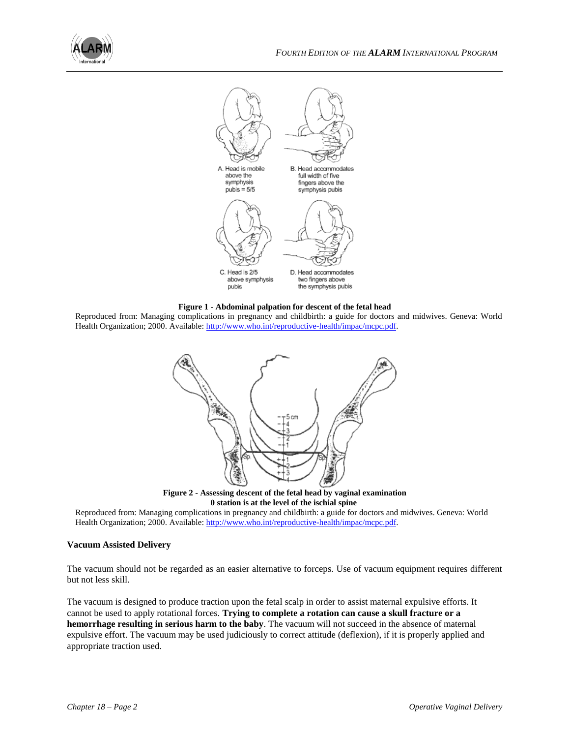A. Head is mobile above the symphysis pubis = 5/5

B. Head accommodates full width of five fingers above the symphysis pubis

C. Head is 2/5 above symphysis pubis

D. Head accommodates two fingers above the symphysis pubis

**Figure 1 - Abdominal palpation for descent of the fetal head**

Reproduced from: Managing complications in pregnancy and childbirth: a guide for doctors and midwives. Geneva: World Health Organization; 2000. Available: http://www.who.int/reproductive-health/impac/mcpc.pdf.

**Figure 2 - Assessing descent of the fetal head by vaginal examination**
**0 station is at the level of the ischial spine**

Reproduced from: Managing complications in pregnancy and childbirth: a guide for doctors and midwives. Geneva: World Health Organization; 2000. Available: http://www.who.int/reproductive-health/impac/mcpc.pdf.

### Vacuum Assisted Delivery

The vacuum should not be regarded as an easier alternative to forceps. Use of vacuum equipment requires different but not less skill.

The vacuum is designed to produce traction upon the fetal scalp in order to assist maternal expulsive efforts. It cannot be used to apply rotational forces. **Trying to complete a rotation can cause a skull fracture or a hemorrhage resulting in serious harm to the baby**. The vacuum will not succeed in the absence of maternal expulsive effort. The vacuum may be used judiciously to correct attitude (deflexion), if it is properly applied and appropriate traction used.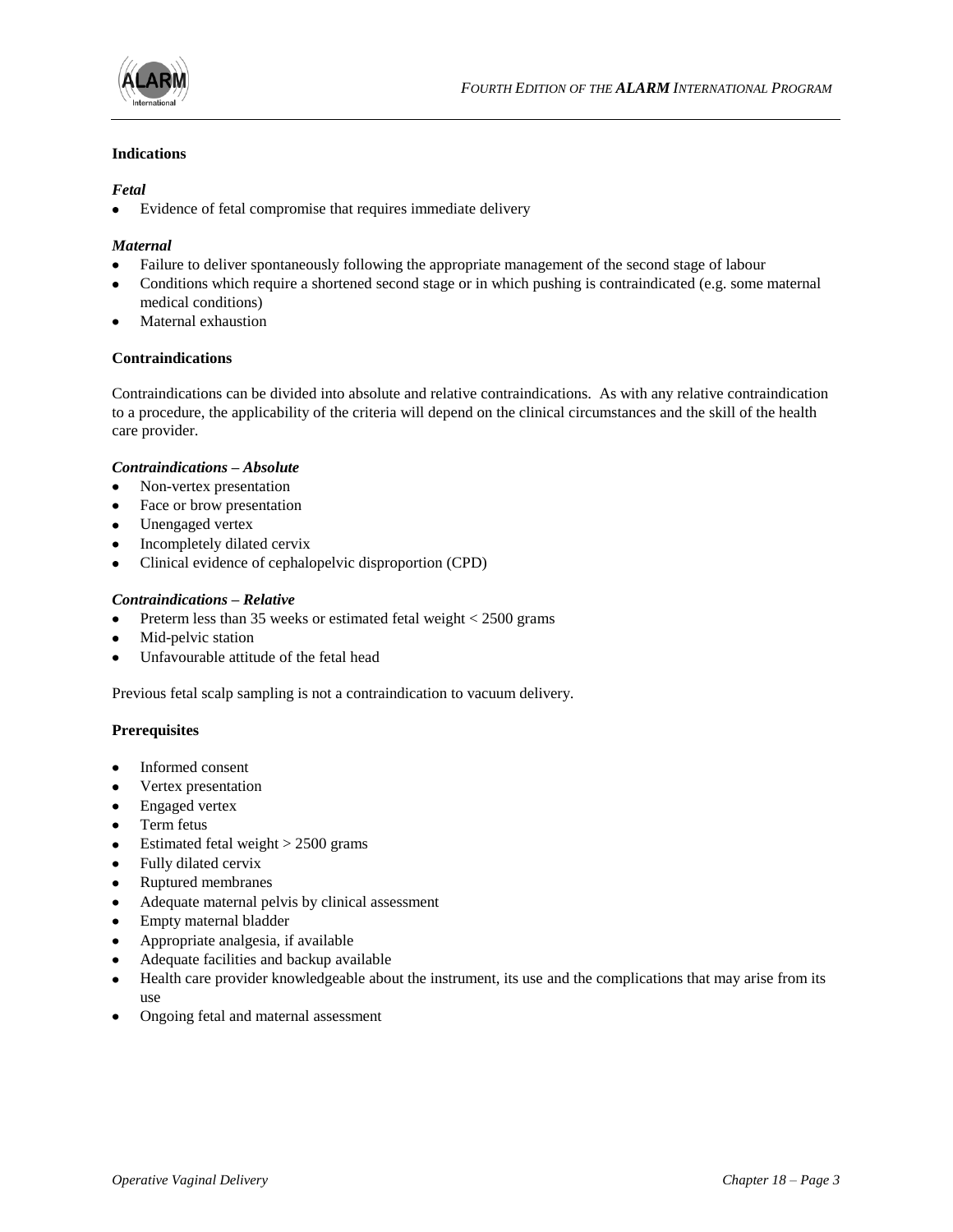## Indications

### *Fetal*

- Evidence of fetal compromise that requires immediate delivery

### *Maternal*

- Failure to deliver spontaneously following the appropriate management of the second stage of labour
- Conditions which require a shortened second stage or in which pushing is contraindicated (e.g. some maternal medical conditions)
- Maternal exhaustion

## Contraindications

Contraindications can be divided into absolute and relative contraindications. As with any relative contraindication to a procedure, the applicability of the criteria will depend on the clinical circumstances and the skill of the health care provider.

### *Contraindications – Absolute*

- Non-vertex presentation
- Face or brow presentation
- Unengaged vertex
- Incompletely dilated cervix
- Clinical evidence of cephalopelvic disproportion (CPD)

### *Contraindications – Relative*

- Preterm less than 35 weeks or estimated fetal weight < 2500 grams
- Mid-pelvic station
- Unfavourable attitude of the fetal head

Previous fetal scalp sampling is not a contraindication to vacuum delivery.

## Prerequisites

- Informed consent
- Vertex presentation
- Engaged vertex
- Term fetus
- Estimated fetal weight > 2500 grams
- Fully dilated cervix
- Ruptured membranes
- Adequate maternal pelvis by clinical assessment
- Empty maternal bladder
- Appropriate analgesia, if available
- Adequate facilities and backup available
- Health care provider knowledgeable about the instrument, its use and the complications that may arise from its use
- Ongoing fetal and maternal assessment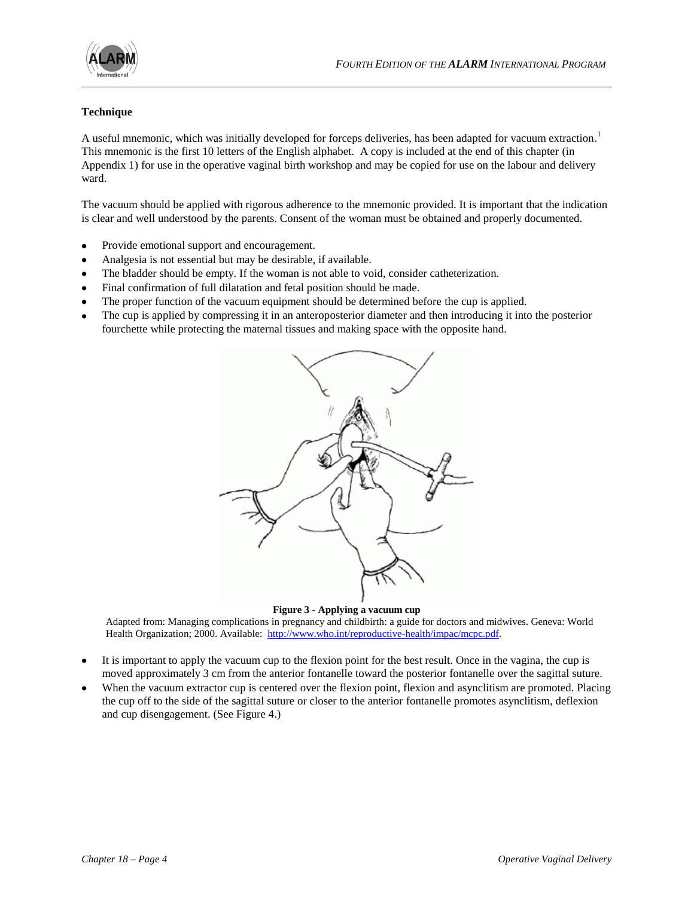### Technique

A useful mnemonic, which was initially developed for forceps deliveries, has been adapted for vacuum extraction.[1] This mnemonic is the first 10 letters of the English alphabet. A copy is included at the end of this chapter (in Appendix 1) for use in the operative vaginal birth workshop and may be copied for use on the labour and delivery ward.

The vacuum should be applied with rigorous adherence to the mnemonic provided. It is important that the indication is clear and well understood by the parents. Consent of the woman must be obtained and properly documented.

- Provide emotional support and encouragement.
- Analgesia is not essential but may be desirable, if available.
- The bladder should be empty. If the woman is not able to void, consider catheterization.
- Final confirmation of full dilatation and fetal position should be made.
- The proper function of the vacuum equipment should be determined before the cup is applied.
- The cup is applied by compressing it in an anteroposterior diameter and then introducing it into the posterior fourchette while protecting the maternal tissues and making space with the opposite hand.

**Figure 3 - Applying a vacuum cup**

Adapted from: Managing complications in pregnancy and childbirth: a guide for doctors and midwives. Geneva: World Health Organization; 2000. Available: http://www.who.int/reproductive-health/impac/mcpc.pdf.

- It is important to apply the vacuum cup to the flexion point for the best result. Once in the vagina, the cup is moved approximately 3 cm from the anterior fontanelle toward the posterior fontanelle over the sagittal suture.
- When the vacuum extractor cup is centered over the flexion point, flexion and asynclitism are promoted. Placing the cup off to the side of the sagittal suture or closer to the anterior fontanelle promotes asynclitism, deflexion and cup disengagement. (See Figure 4.)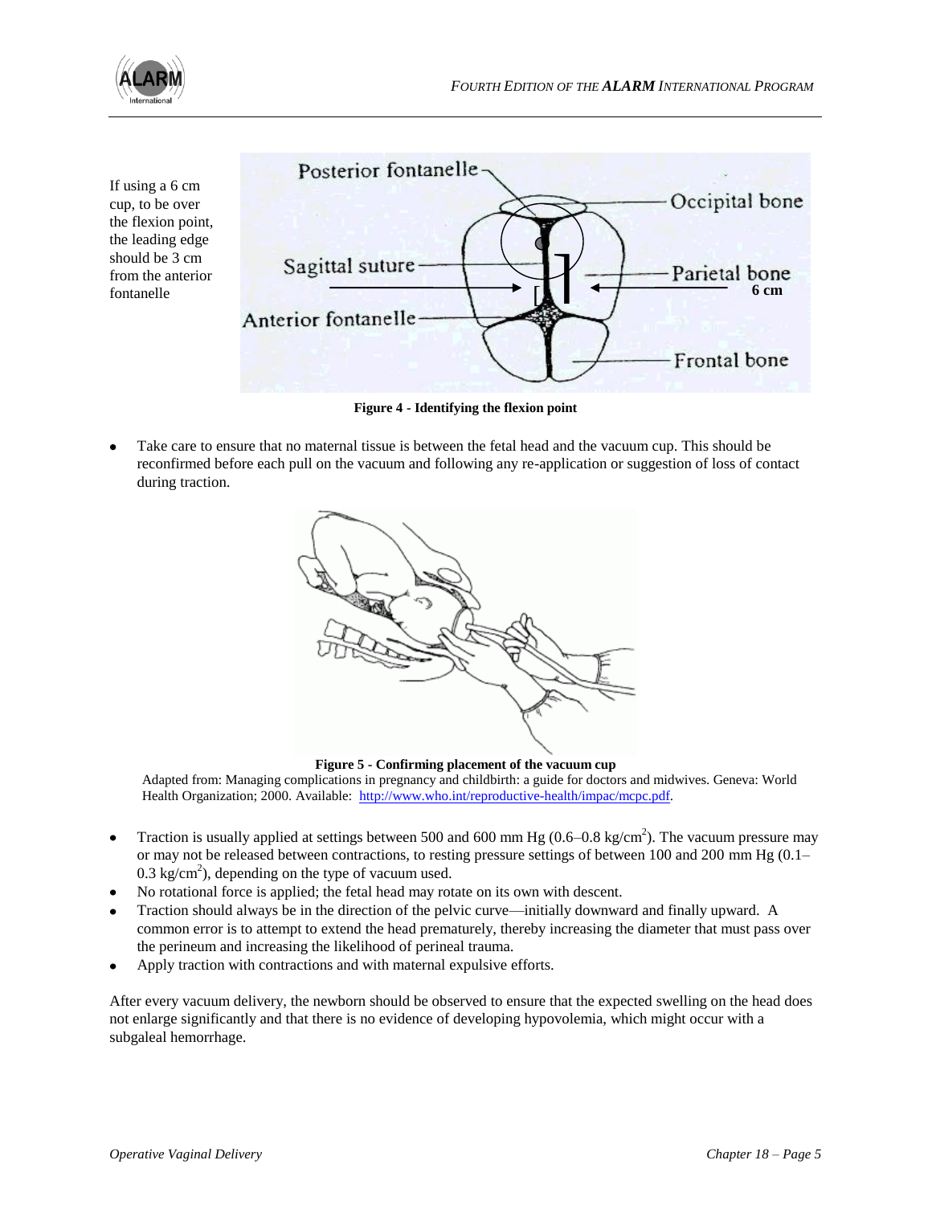If using a 6 cm cup, to be over the flexion point, the leading edge should be 3 cm from the anterior fontanelle

**Figure 4 - Identifying the flexion point**

- Take care to ensure that no maternal tissue is between the fetal head and the vacuum cup. This should be reconfirmed before each pull on the vacuum and following any re-application or suggestion of loss of contact during traction.

**Figure 5 - Confirming placement of the vacuum cup**

Adapted from: Managing complications in pregnancy and childbirth: a guide for doctors and midwives. Geneva: World Health Organization; 2000. Available: http://www.who.int/reproductive-health/impac/mcpc.pdf.

- Traction is usually applied at settings between 500 and 600 mm Hg (0.6–0.8 $kg/cm^2$). The vacuum pressure may or may not be released between contractions, to resting pressure settings of between 100 and 200 mm Hg (0.1–0.3 $kg/cm^2$), depending on the type of vacuum used.
- No rotational force is applied; the fetal head may rotate on its own with descent.
- Traction should always be in the direction of the pelvic curve—initially downward and finally upward. A common error is to attempt to extend the head prematurely, thereby increasing the diameter that must pass over the perineum and increasing the likelihood of perineal trauma.
- Apply traction with contractions and with maternal expulsive efforts.

After every vacuum delivery, the newborn should be observed to ensure that the expected swelling on the head does not enlarge significantly and that there is no evidence of developing hypovolemia, which might occur with a subgaleal hemorrhage.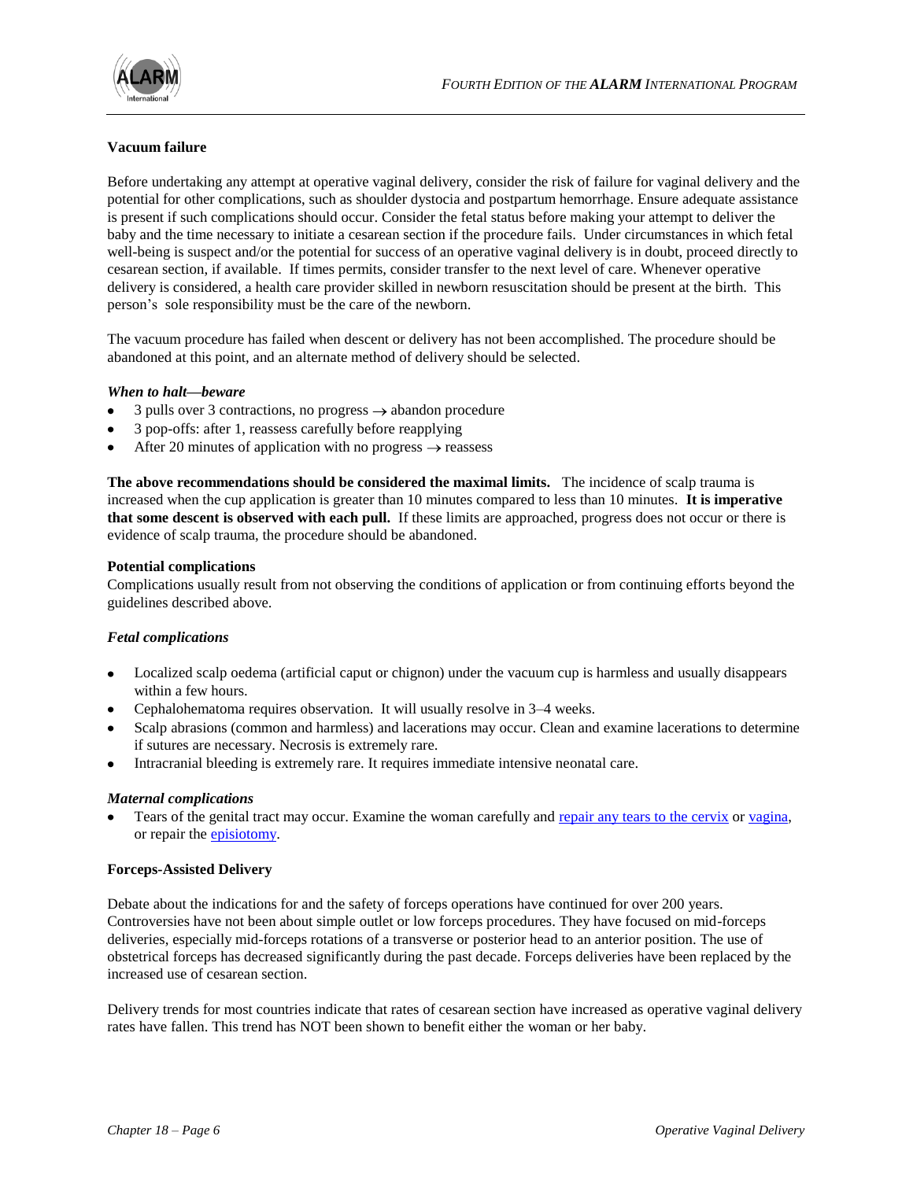### Vacuum failure

Before undertaking any attempt at operative vaginal delivery, consider the risk of failure for vaginal delivery and the potential for other complications, such as shoulder dystocia and postpartum hemorrhage. Ensure adequate assistance is present if such complications should occur. Consider the fetal status before making your attempt to deliver the baby and the time necessary to initiate a cesarean section if the procedure fails. Under circumstances in which fetal well-being is suspect and/or the potential for success of an operative vaginal delivery is in doubt, proceed directly to cesarean section, if available. If times permits, consider transfer to the next level of care. Whenever operative delivery is considered, a health care provider skilled in newborn resuscitation should be present at the birth. This person's sole responsibility must be the care of the newborn.

The vacuum procedure has failed when descent or delivery has not been accomplished. The procedure should be abandoned at this point, and an alternate method of delivery should be selected.

***When to halt—beware***

- 3 pulls over 3 contractions, no progress → abandon procedure
- 3 pop-offs: after 1, reassess carefully before reapplying
- After 20 minutes of application with no progress → reassess

**The above recommendations should be considered the maximal limits.** The incidence of scalp trauma is increased when the cup application is greater than 10 minutes compared to less than 10 minutes. **It is imperative that some descent is observed with each pull.** If these limits are approached, progress does not occur or there is evidence of scalp trauma, the procedure should be abandoned.

#### Potential complications

Complications usually result from not observing the conditions of application or from continuing efforts beyond the guidelines described above.

***Fetal complications***

- Localized scalp oedema (artificial caput or chignon) under the vacuum cup is harmless and usually disappears within a few hours.
- Cephalohematoma requires observation. It will usually resolve in 3–4 weeks.
- Scalp abrasions (common and harmless) and lacerations may occur. Clean and examine lacerations to determine if sutures are necessary. Necrosis is extremely rare.
- Intracranial bleeding is extremely rare. It requires immediate intensive neonatal care.

***Maternal complications***

- Tears of the genital tract may occur. Examine the woman carefully and repair any tears to the cervix or vagina, or repair the episiotomy.

### Forceps-Assisted Delivery

Debate about the indications for and the safety of forceps operations have continued for over 200 years. Controversies have not been about simple outlet or low forceps procedures. They have focused on mid-forceps deliveries, especially mid-forceps rotations of a transverse or posterior head to an anterior position. The use of obstetrical forceps has decreased significantly during the past decade. Forceps deliveries have been replaced by the increased use of cesarean section.

Delivery trends for most countries indicate that rates of cesarean section have increased as operative vaginal delivery rates have fallen. This trend has NOT been shown to benefit either the woman or her baby.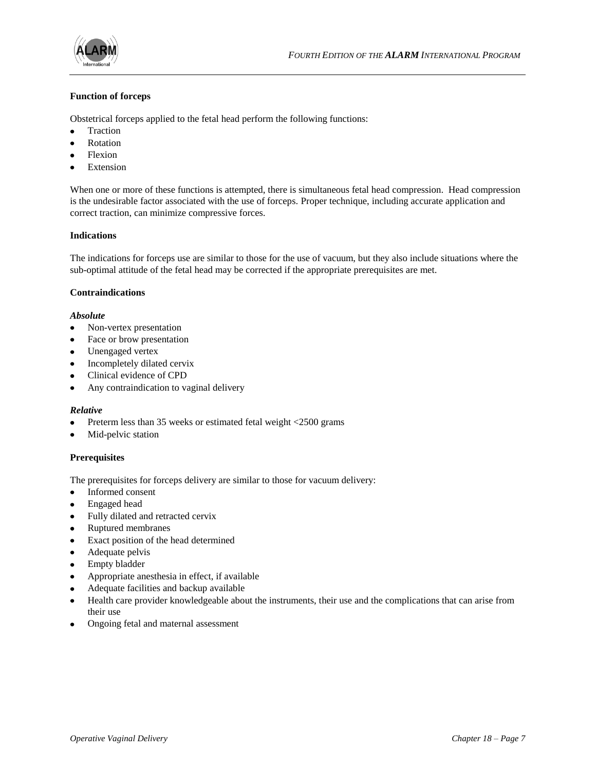### Function of forceps

Obstetrical forceps applied to the fetal head perform the following functions:

- Traction
- Rotation
- Flexion
- Extension

When one or more of these functions is attempted, there is simultaneous fetal head compression. Head compression is the undesirable factor associated with the use of forceps. Proper technique, including accurate application and correct traction, can minimize compressive forces.

### Indications

The indications for forceps use are similar to those for the use of vacuum, but they also include situations where the sub-optimal attitude of the fetal head may be corrected if the appropriate prerequisites are met.

### Contraindications

#### *Absolute*

- Non-vertex presentation
- Face or brow presentation
- Unengaged vertex
- Incompletely dilated cervix
- Clinical evidence of CPD
- Any contraindication to vaginal delivery

#### *Relative*

- Preterm less than 35 weeks or estimated fetal weight <2500 grams
- Mid-pelvic station

### Prerequisites

The prerequisites for forceps delivery are similar to those for vacuum delivery:

- Informed consent
- Engaged head
- Fully dilated and retracted cervix
- Ruptured membranes
- Exact position of the head determined
- Adequate pelvis
- Empty bladder
- Appropriate anesthesia in effect, if available
- Adequate facilities and backup available
- Health care provider knowledgeable about the instruments, their use and the complications that can arise from their use
- Ongoing fetal and maternal assessment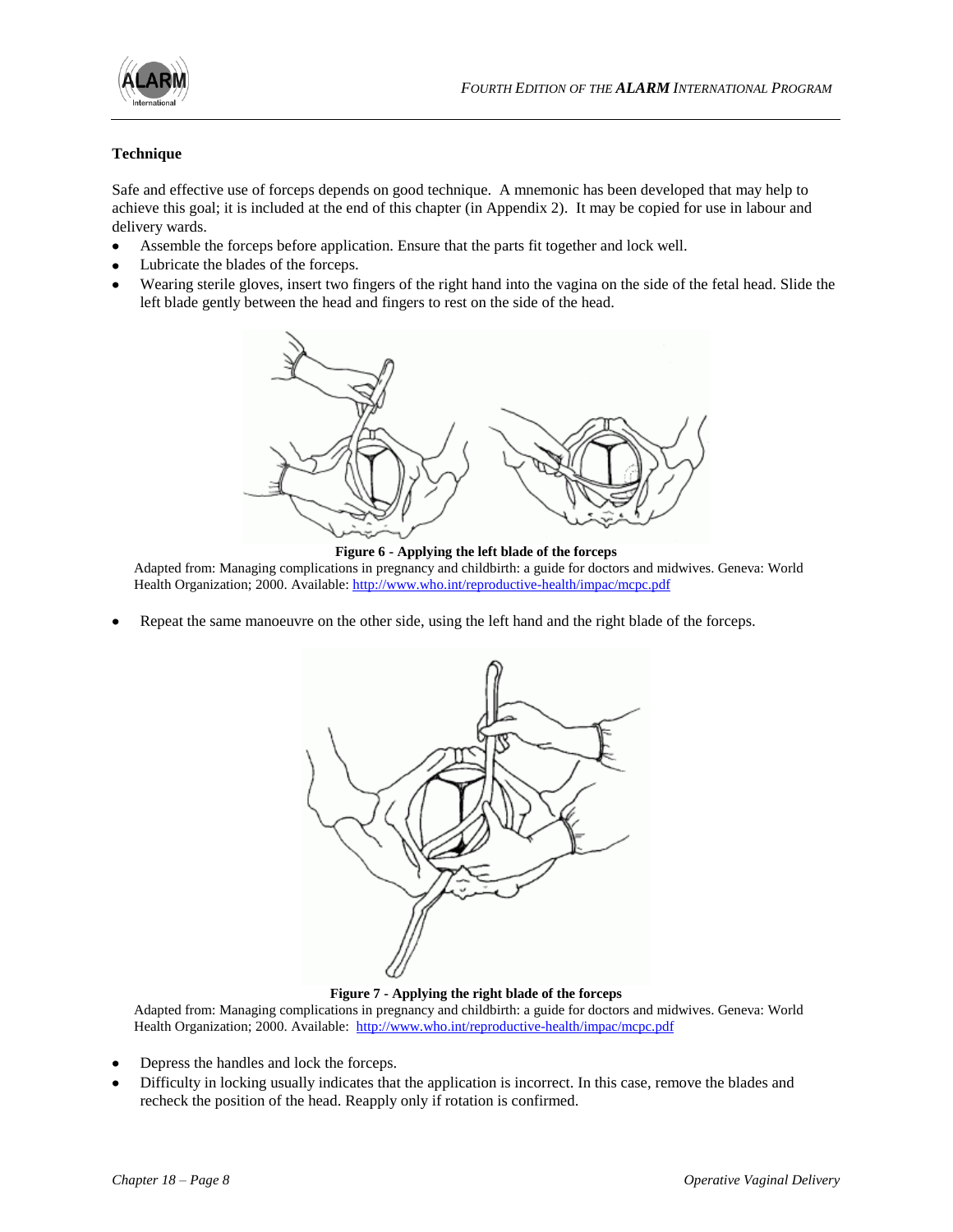**Technique**

Safe and effective use of forceps depends on good technique. A mnemonic has been developed that may help to achieve this goal; it is included at the end of this chapter (in Appendix 2). It may be copied for use in labour and delivery wards.

- Assemble the forceps before application. Ensure that the parts fit together and lock well.
- Lubricate the blades of the forceps.
- Wearing sterile gloves, insert two fingers of the right hand into the vagina on the side of the fetal head. Slide the left blade gently between the head and fingers to rest on the side of the head.

**Figure 6 - Applying the left blade of the forceps**

Adapted from: Managing complications in pregnancy and childbirth: a guide for doctors and midwives. Geneva: World Health Organization; 2000. Available: http://www.who.int/reproductive-health/impac/mcpc.pdf

- Repeat the same manoeuvre on the other side, using the left hand and the right blade of the forceps.

**Figure 7 - Applying the right blade of the forceps**

Adapted from: Managing complications in pregnancy and childbirth: a guide for doctors and midwives. Geneva: World Health Organization; 2000. Available: http://www.who.int/reproductive-health/impac/mcpc.pdf

- Depress the handles and lock the forceps.
- Difficulty in locking usually indicates that the application is incorrect. In this case, remove the blades and recheck the position of the head. Reapply only if rotation is confirmed.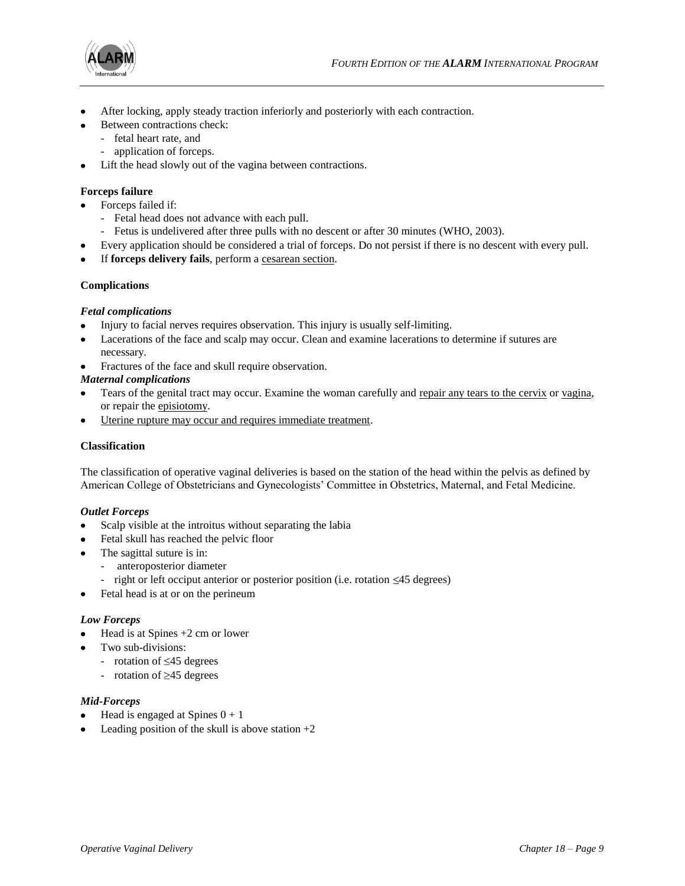- After locking, apply steady traction inferiorly and posteriorly with each contraction.
- Between contractions check:
  - fetal heart rate, and
  - application of forceps.
- Lift the head slowly out of the vagina between contractions.

**Forceps failure**

- Forceps failed if:
  - Fetal head does not advance with each pull.
  - Fetus is undelivered after three pulls with no descent or after 30 minutes (WHO, 2003).
- Every application should be considered a trial of forceps. Do not persist if there is no descent with every pull.
- If **forceps delivery fails**, perform a cesarean section.

**Complications**

***Fetal complications***

- Injury to facial nerves requires observation. This injury is usually self-limiting.
- Lacerations of the face and scalp may occur. Clean and examine lacerations to determine if sutures are necessary.
- Fractures of the face and skull require observation.

***Maternal complications***

- Tears of the genital tract may occur. Examine the woman carefully and repair any tears to the cervix or vagina, or repair the episiotomy.
- Uterine rupture may occur and requires immediate treatment.

**Classification**

The classification of operative vaginal deliveries is based on the station of the head within the pelvis as defined by American College of Obstetricians and Gynecologists' Committee in Obstetrics, Maternal, and Fetal Medicine.

***Outlet Forceps***

- Scalp visible at the introitus without separating the labia
- Fetal skull has reached the pelvic floor
- The sagittal suture is in:
  - anteroposterior diameter
  - right or left occiput anterior or posterior position (i.e. rotation ≤45 degrees)
- Fetal head is at or on the perineum

***Low Forceps***

- Head is at Spines +2 cm or lower
- Two sub-divisions:
  - rotation of ≤45 degrees
  - rotation of ≥45 degrees

***Mid-Forceps***

- Head is engaged at Spines 0 + 1
- Leading position of the skull is above station +2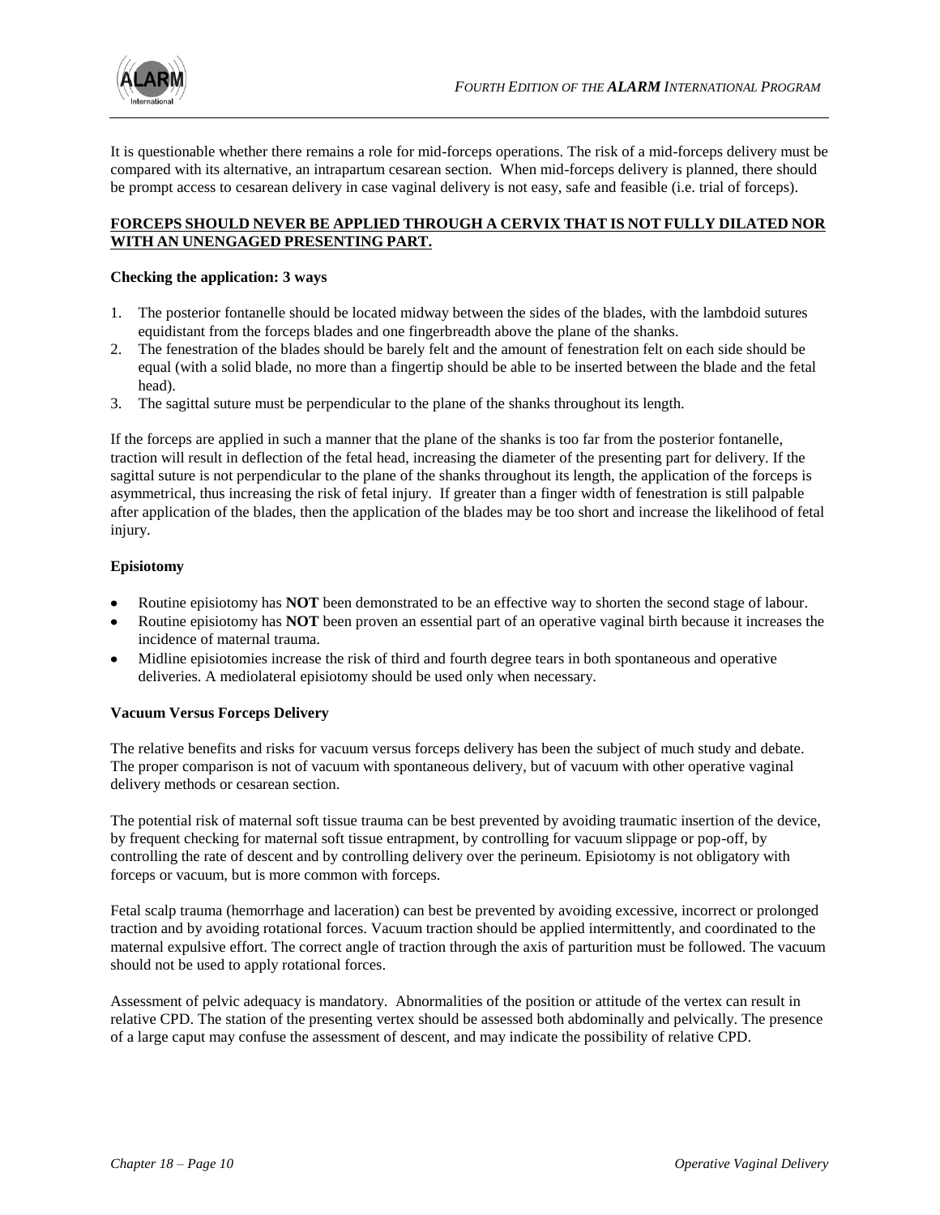It is questionable whether there remains a role for mid-forceps operations. The risk of a mid-forceps delivery must be compared with its alternative, an intrapartum cesarean section. When mid-forceps delivery is planned, there should be prompt access to cesarean delivery in case vaginal delivery is not easy, safe and feasible (i.e. trial of forceps).

**FORCEPS SHOULD NEVER BE APPLIED THROUGH A CERVIX THAT IS NOT FULLY DILATED NOR WITH AN UNENGAGED PRESENTING PART.**

**Checking the application: 3 ways**

1. The posterior fontanelle should be located midway between the sides of the blades, with the lambdoid sutures equidistant from the forceps blades and one fingerbreadth above the plane of the shanks.
2. The fenestration of the blades should be barely felt and the amount of fenestration felt on each side should be equal (with a solid blade, no more than a fingertip should be able to be inserted between the blade and the fetal head).
3. The sagittal suture must be perpendicular to the plane of the shanks throughout its length.

If the forceps are applied in such a manner that the plane of the shanks is too far from the posterior fontanelle, traction will result in deflection of the fetal head, increasing the diameter of the presenting part for delivery. If the sagittal suture is not perpendicular to the plane of the shanks throughout its length, the application of the forceps is asymmetrical, thus increasing the risk of fetal injury. If greater than a finger width of fenestration is still palpable after application of the blades, then the application of the blades may be too short and increase the likelihood of fetal injury.

**Episiotomy**

- Routine episiotomy has **NOT** been demonstrated to be an effective way to shorten the second stage of labour.
- Routine episiotomy has **NOT** been proven an essential part of an operative vaginal birth because it increases the incidence of maternal trauma.
- Midline episiotomies increase the risk of third and fourth degree tears in both spontaneous and operative deliveries. A mediolateral episiotomy should be used only when necessary.

**Vacuum Versus Forceps Delivery**

The relative benefits and risks for vacuum versus forceps delivery has been the subject of much study and debate. The proper comparison is not of vacuum with spontaneous delivery, but of vacuum with other operative vaginal delivery methods or cesarean section.

The potential risk of maternal soft tissue trauma can be best prevented by avoiding traumatic insertion of the device, by frequent checking for maternal soft tissue entrapment, by controlling for vacuum slippage or pop-off, by controlling the rate of descent and by controlling delivery over the perineum. Episiotomy is not obligatory with forceps or vacuum, but is more common with forceps.

Fetal scalp trauma (hemorrhage and laceration) can best be prevented by avoiding excessive, incorrect or prolonged traction and by avoiding rotational forces. Vacuum traction should be applied intermittently, and coordinated to the maternal expulsive effort. The correct angle of traction through the axis of parturition must be followed. The vacuum should not be used to apply rotational forces.

Assessment of pelvic adequacy is mandatory. Abnormalities of the position or attitude of the vertex can result in relative CPD. The station of the presenting vertex should be assessed both abdominally and pelvically. The presence of a large caput may confuse the assessment of descent, and may indicate the possibility of relative CPD.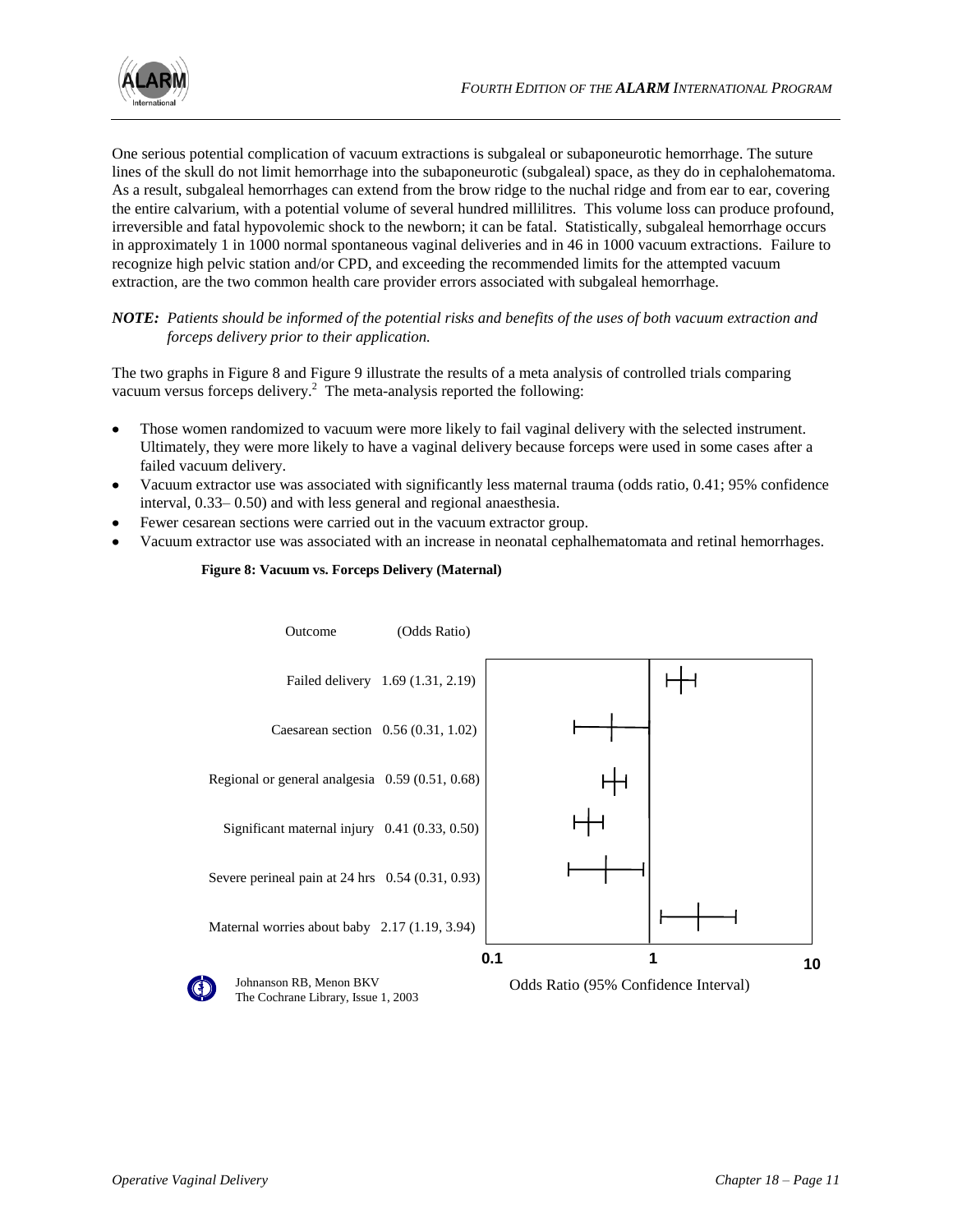One serious potential complication of vacuum extractions is subgaleal or subaponeurotic hemorrhage. The suture lines of the skull do not limit hemorrhage into the subaponeurotic (subgaleal) space, as they do in cephalohematoma. As a result, subgaleal hemorrhages can extend from the brow ridge to the nuchal ridge and from ear to ear, covering the entire calvarium, with a potential volume of several hundred millilitres. This volume loss can produce profound, irreversible and fatal hypovolemic shock to the newborn; it can be fatal. Statistically, subgaleal hemorrhage occurs in approximately 1 in 1000 normal spontaneous vaginal deliveries and in 46 in 1000 vacuum extractions. Failure to recognize high pelvic station and/or CPD, and exceeding the recommended limits for the attempted vacuum extraction, are the two common health care provider errors associated with subgaleal hemorrhage.

***NOTE:*** *Patients should be informed of the potential risks and benefits of the uses of both vacuum extraction and forceps delivery prior to their application.*

The two graphs in Figure 8 and Figure 9 illustrate the results of a meta analysis of controlled trials comparing vacuum versus forceps delivery.[2] The meta-analysis reported the following:

- Those women randomized to vacuum were more likely to fail vaginal delivery with the selected instrument. Ultimately, they were more likely to have a vaginal delivery because forceps were used in some cases after a failed vacuum delivery.
- Vacuum extractor use was associated with significantly less maternal trauma (odds ratio, 0.41; 95% confidence interval, 0.33– 0.50) and with less general and regional anaesthesia.
- Fewer cesarean sections were carried out in the vacuum extractor group.
- Vacuum extractor use was associated with an increase in neonatal cephalhematomata and retinal hemorrhages.

**Figure 8: Vacuum vs. Forceps Delivery (Maternal)**

| Outcome | (Odds Ratio) |
|---|---|
| Failed delivery | 1.69 (1.31, 2.19) |
| Caesarean section | 0.56 (0.31, 1.02) |
| Regional or general analgesia | 0.59 (0.51, 0.68) |
| Significant maternal injury | 0.41 (0.33, 0.50) |
| Severe perineal pain at 24 hrs | 0.54 (0.31, 0.93) |
| Maternal worries about baby | 2.17 (1.19, 3.94) |

Odds Ratio (95% Confidence Interval)

Johnanson RB, Menon BKV
The Cochrane Library, Issue 1, 2003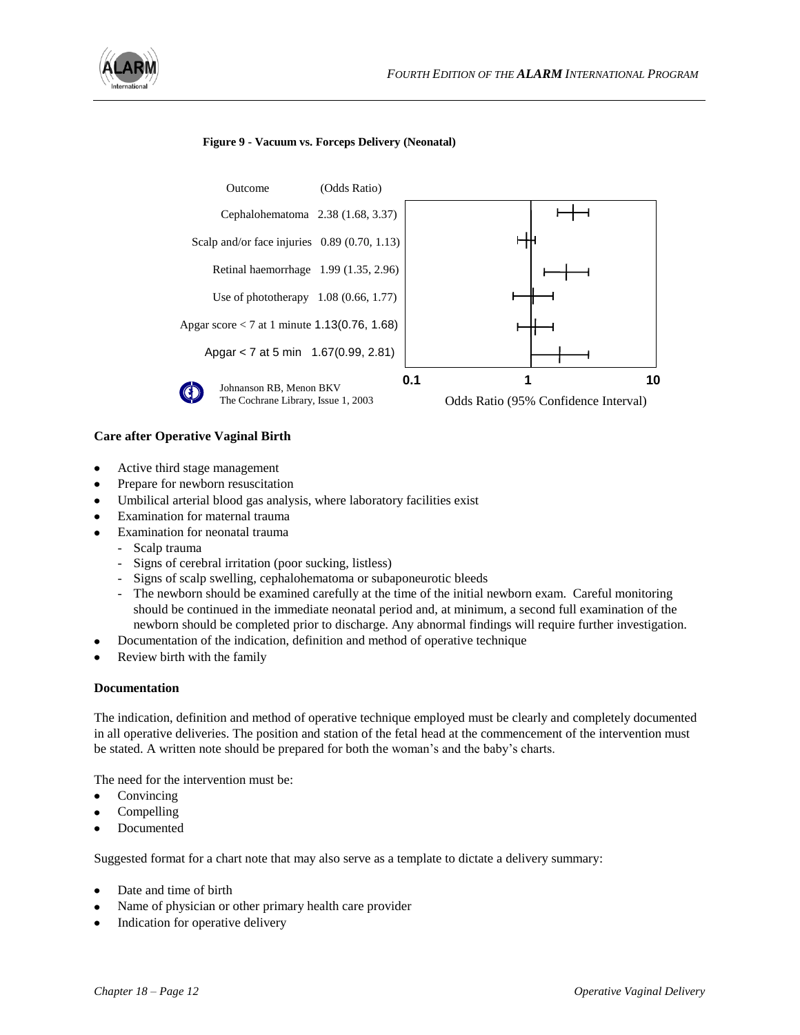**Figure 9 - Vacuum vs. Forceps Delivery (Neonatal)**

| Outcome | (Odds Ratio) |
|---|---|
| Cephalohematoma | 2.38 (1.68, 3.37) |
| Scalp and/or face injuries | 0.89 (0.70, 1.13) |
| Retinal haemorrhage | 1.99 (1.35, 2.96) |
| Use of phototherapy | 1.08 (0.66, 1.77) |
| Apgar score < 7 at 1 minute | 1.13(0.76, 1.68) |
| Apgar < 7 at 5 min | 1.67(0.99, 2.81) |

Johnanson RB, Menon BKV
The Cochrane Library, Issue 1, 2003

Odds Ratio (95% Confidence Interval)

**Care after Operative Vaginal Birth**

- Active third stage management
- Prepare for newborn resuscitation
- Umbilical arterial blood gas analysis, where laboratory facilities exist
- Examination for maternal trauma
- Examination for neonatal trauma
  - Scalp trauma
  - Signs of cerebral irritation (poor sucking, listless)
  - Signs of scalp swelling, cephalohematoma or subaponeurotic bleeds
  - The newborn should be examined carefully at the time of the initial newborn exam. Careful monitoring should be continued in the immediate neonatal period and, at minimum, a second full examination of the newborn should be completed prior to discharge. Any abnormal findings will require further investigation.
- Documentation of the indication, definition and method of operative technique
- Review birth with the family

**Documentation**

The indication, definition and method of operative technique employed must be clearly and completely documented in all operative deliveries. The position and station of the fetal head at the commencement of the intervention must be stated. A written note should be prepared for both the woman's and the baby's charts.

The need for the intervention must be:

- Convincing
- Compelling
- Documented

Suggested format for a chart note that may also serve as a template to dictate a delivery summary:

- Date and time of birth
- Name of physician or other primary health care provider
- Indication for operative delivery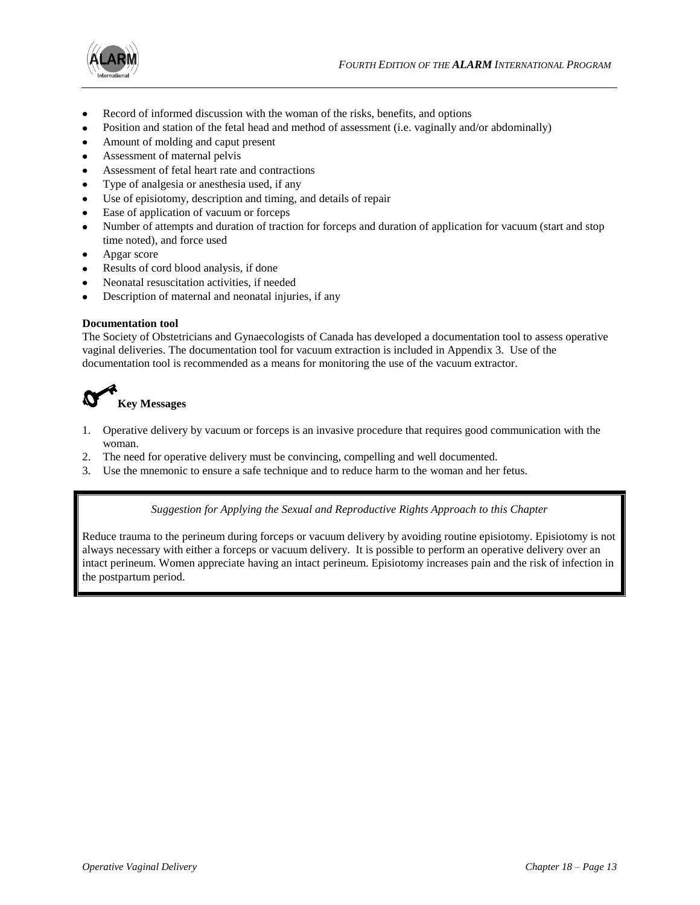- Record of informed discussion with the woman of the risks, benefits, and options
- Position and station of the fetal head and method of assessment (i.e. vaginally and/or abdominally)
- Amount of molding and caput present
- Assessment of maternal pelvis
- Assessment of fetal heart rate and contractions
- Type of analgesia or anesthesia used, if any
- Use of episiotomy, description and timing, and details of repair
- Ease of application of vacuum or forceps
- Number of attempts and duration of traction for forceps and duration of application for vacuum (start and stop time noted), and force used
- Apgar score
- Results of cord blood analysis, if done
- Neonatal resuscitation activities, if needed
- Description of maternal and neonatal injuries, if any

**Documentation tool**

The Society of Obstetricians and Gynaecologists of Canada has developed a documentation tool to assess operative vaginal deliveries. The documentation tool for vacuum extraction is included in Appendix 3. Use of the documentation tool is recommended as a means for monitoring the use of the vacuum extractor.

## Key Messages

1. Operative delivery by vacuum or forceps is an invasive procedure that requires good communication with the woman.
2. The need for operative delivery must be convincing, compelling and well documented.
3. Use the mnemonic to ensure a safe technique and to reduce harm to the woman and her fetus.

*Suggestion for Applying the Sexual and Reproductive Rights Approach to this Chapter*

Reduce trauma to the perineum during forceps or vacuum delivery by avoiding routine episiotomy. Episiotomy is not always necessary with either a forceps or vacuum delivery. It is possible to perform an operative delivery over an intact perineum. Women appreciate having an intact perineum. Episiotomy increases pain and the risk of infection in the postpartum period.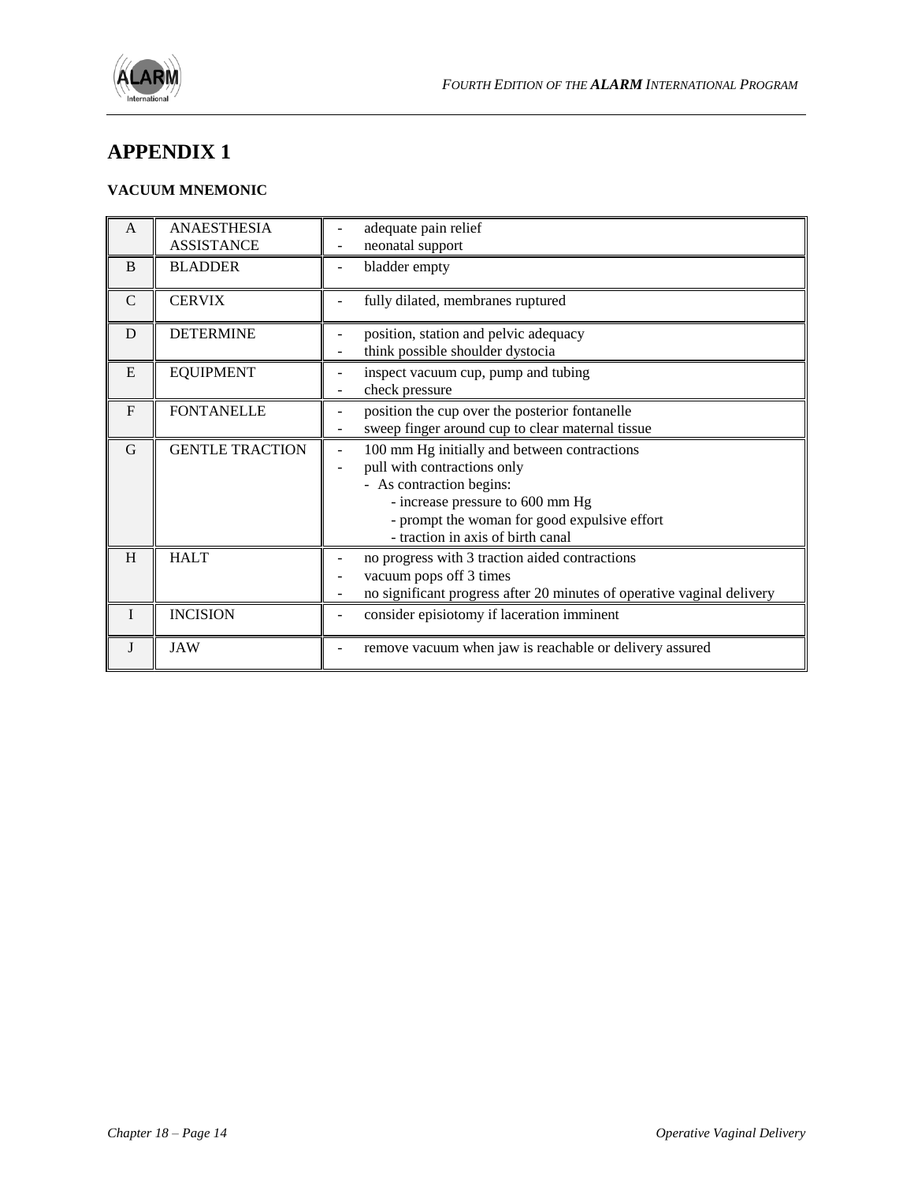# APPENDIX 1

**VACUUM MNEMONIC**

| | | |
|---|---|---|
| A | ANAESTHESIA<br>ASSISTANCE | - adequate pain relief<br>- neonatal support |
| B | BLADDER | - bladder empty |
| C | CERVIX | - fully dilated, membranes ruptured |
| D | DETERMINE | - position, station and pelvic adequacy<br>- think possible shoulder dystocia |
| E | EQUIPMENT | - inspect vacuum cup, pump and tubing<br>- check pressure |
| F | FONTANELLE | - position the cup over the posterior fontanelle<br>- sweep finger around cup to clear maternal tissue |
| G | GENTLE TRACTION | - 100 mm Hg initially and between contractions<br>- pull with contractions only<br>- As contraction begins:<br>&nbsp;&nbsp;&nbsp;&nbsp;- increase pressure to 600 mm Hg<br>&nbsp;&nbsp;&nbsp;&nbsp;- prompt the woman for good expulsive effort<br>&nbsp;&nbsp;&nbsp;&nbsp;- traction in axis of birth canal |
| H | HALT | - no progress with 3 traction aided contractions<br>- vacuum pops off 3 times<br>- no significant progress after 20 minutes of operative vaginal delivery |
| I | INCISION | - consider episiotomy if laceration imminent |
| J | JAW | - remove vacuum when jaw is reachable or delivery assured |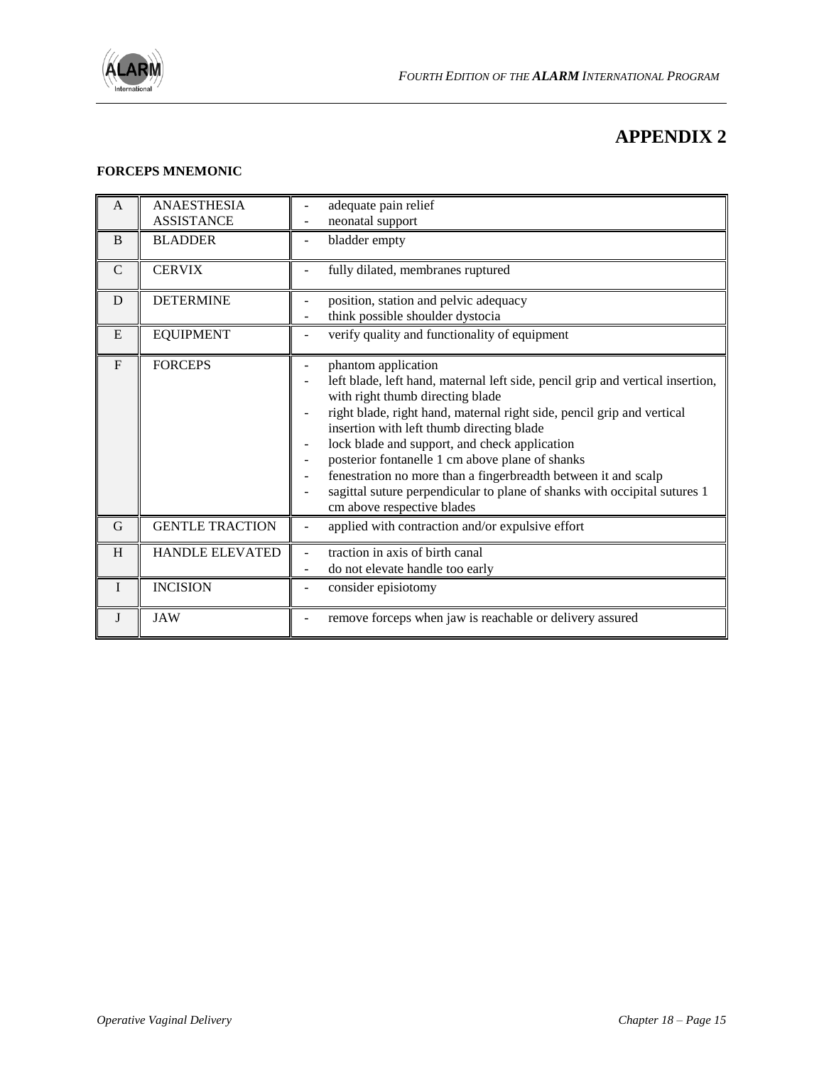# APPENDIX 2

**FORCEPS MNEMONIC**

| | | |
|---|---|---|
| A | ANAESTHESIA<br>ASSISTANCE | - adequate pain relief<br>- neonatal support |
| B | BLADDER | - bladder empty |
| C | CERVIX | - fully dilated, membranes ruptured |
| D | DETERMINE | - position, station and pelvic adequacy<br>- think possible shoulder dystocia |
| E | EQUIPMENT | - verify quality and functionality of equipment |
| F | FORCEPS | - phantom application<br>- left blade, left hand, maternal left side, pencil grip and vertical insertion, with right thumb directing blade<br>- right blade, right hand, maternal right side, pencil grip and vertical insertion with left thumb directing blade<br>- lock blade and support, and check application<br>- posterior fontanelle 1 cm above plane of shanks<br>- fenestration no more than a fingerbreadth between it and scalp<br>- sagittal suture perpendicular to plane of shanks with occipital sutures 1 cm above respective blades |
| G | GENTLE TRACTION | - applied with contraction and/or expulsive effort |
| H | HANDLE ELEVATED | - traction in axis of birth canal<br>- do not elevate handle too early |
| I | INCISION | - consider episiotomy |
| J | JAW | - remove forceps when jaw is reachable or delivery assured |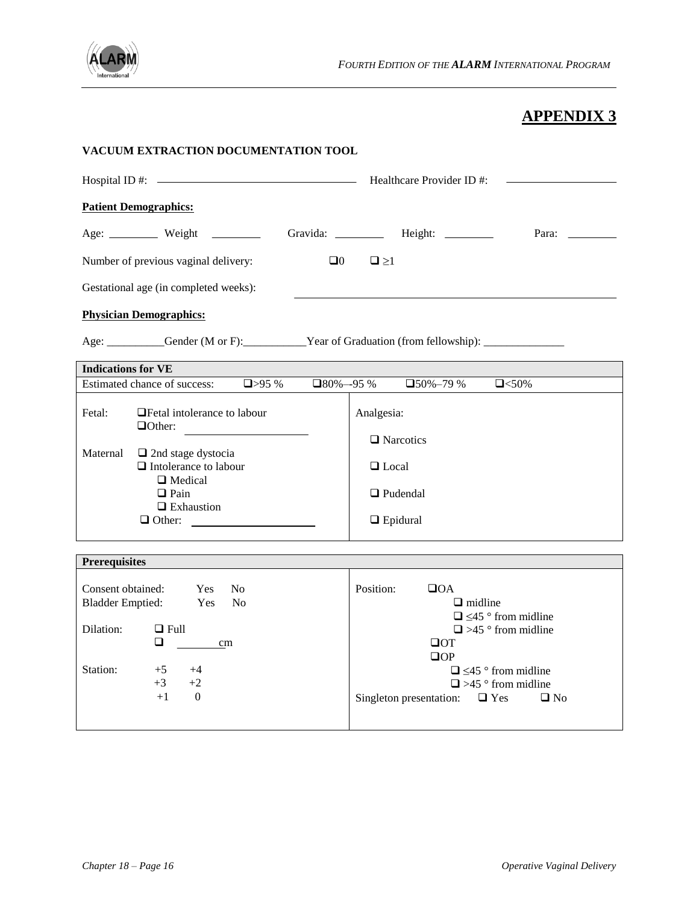# APPENDIX 3

**VACUUM EXTRACTION DOCUMENTATION TOOL**

Hospital ID #: ______________________ Healthcare Provider ID #: ______________

**Patient Demographics:**

Age: _________ Weight _________ Gravida: _________ Height: _________ Para: _________

Number of previous vaginal delivery: ❑0 ❑ ≥1

Gestational age (in completed weeks): ______________________________

**Physician Demographics:**

Age: __________Gender (M or F):___________Year of Graduation (from fellowship): ______________

| **Indications for VE** | |
|---|---|
| Estimated chance of success: ❑>95 % ❑80%–-95 % ❑50%–79 % ❑<50% | |
| Fetal: ❑Fetal intolerance to labour<br>❑Other: ______________<br><br>Maternal ❑ 2nd stage dystocia<br>❑ Intolerance to labour<br>❑ Medical<br>❑ Pain<br>❑ Exhaustion<br>❑ Other: ______________ | Analgesia:<br>❑ Narcotics<br>❑ Local<br>❑ Pudendal<br>❑ Epidural |

| **Prerequisites** | |
|---|---|
| Consent obtained: Yes No<br>Bladder Emptied: Yes No<br><br>Dilation: ❑ Full<br>❑ _______cm<br><br>Station: +5 +4<br>+3 +2<br>+1 0 | Position: ❑OA<br>❑ midline<br>❑ ≤45 ° from midline<br>❑ >45 ° from midline<br>❑OT<br>❑OP<br>❑ ≤45 ° from midline<br>❑ >45 ° from midline<br>Singleton presentation: ❑ Yes ❑ No |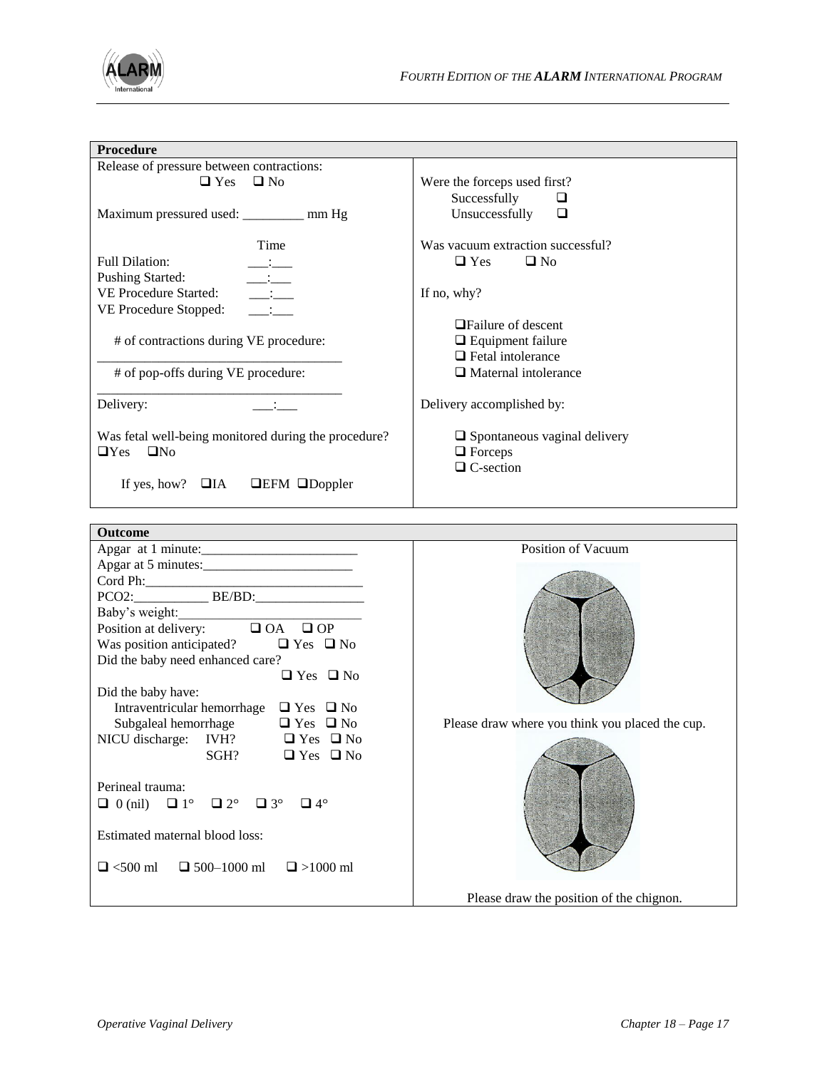| **Procedure** | |
|---|---|
| Release of pressure between contractions:<br>❑ Yes ❑ No<br><br>Maximum pressured used: _________ mm Hg<br><br>Time<br>Full Dilation: ___:___<br>Pushing Started: ___:___<br>VE Procedure Started: ___:___<br>VE Procedure Stopped: ___:___<br><br># of contractions during VE procedure:<br>____________________________________<br># of pop-offs during VE procedure:<br>____________________________________<br>Delivery: ___:___<br><br>Was fetal well-being monitored during the procedure?<br>❑Yes ❑No<br><br>If yes, how? ❑IA ❑EFM ❑Doppler | Were the forceps used first?<br>Successfully ❑<br>Unsuccessfully ❑<br><br>Was vacuum extraction successful?<br>❑ Yes ❑ No<br><br>If no, why?<br><br>❑Failure of descent<br>❑ Equipment failure<br>❑ Fetal intolerance<br>❑ Maternal intolerance<br><br>Delivery accomplished by:<br><br>❑ Spontaneous vaginal delivery<br>❑ Forceps<br>❑ C-section |

| **Outcome** | |
|---|---|
| Apgar at 1 minute:_______________________<br>Apgar at 5 minutes:______________________<br>Cord Ph:________________________________<br>PCO2:___________ BE/BD:________________<br>Baby's weight:___________________________<br>Position at delivery: ❑ OA ❑ OP<br>Was position anticipated? ❑ Yes ❑ No<br>Did the baby need enhanced care?<br>❑ Yes ❑ No<br>Did the baby have:<br>Intraventricular hemorrhage ❑ Yes ❑ No<br>Subgaleal hemorrhage ❑ Yes ❑ No<br>NICU discharge: IVH? ❑ Yes ❑ No<br>SGH? ❑ Yes ❑ No<br><br>Perineal trauma:<br>❑ 0 (nil) ❑ 1° ❑ 2° ❑ 3° ❑ 4°<br><br>Estimated maternal blood loss:<br><br>❑ <500 ml ❑ 500–1000 ml ❑ >1000 ml | Position of Vacuum<br><br>Please draw where you think you placed the cup.<br><br>Please draw the position of the chignon. |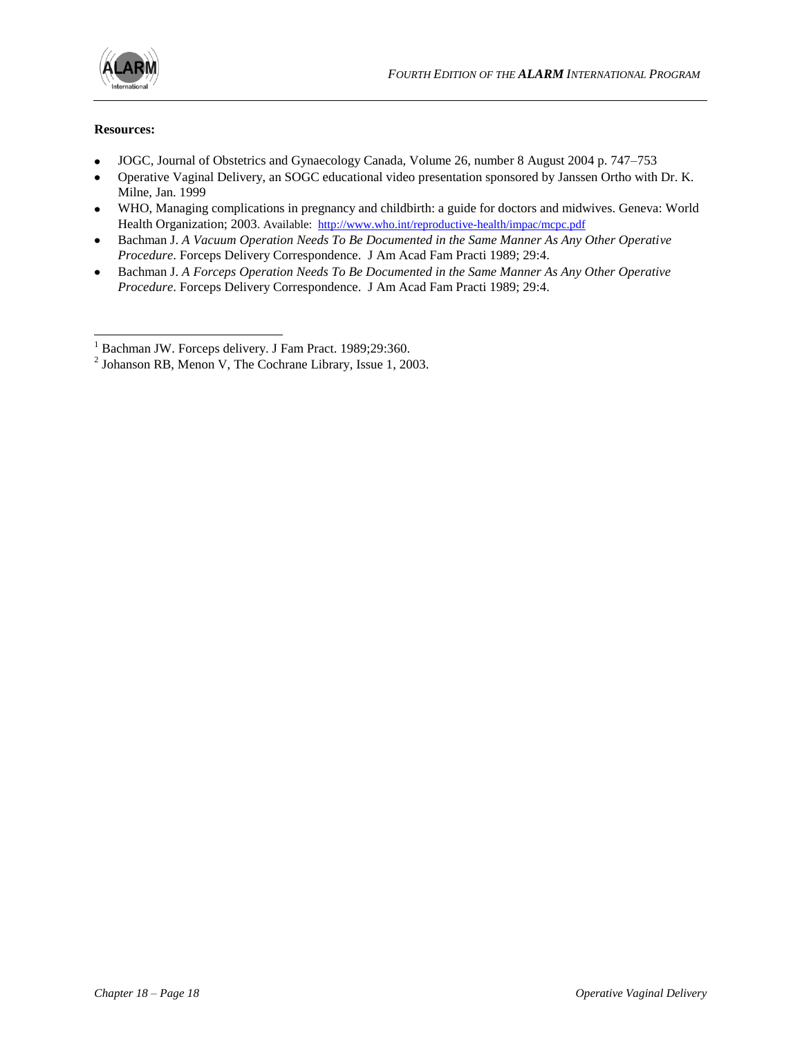**Resources:**

- JOGC, Journal of Obstetrics and Gynaecology Canada, Volume 26, number 8 August 2004 p. 747–753
- Operative Vaginal Delivery, an SOGC educational video presentation sponsored by Janssen Ortho with Dr. K. Milne, Jan. 1999
- WHO, Managing complications in pregnancy and childbirth: a guide for doctors and midwives. Geneva: World Health Organization; 2003. Available: http://www.who.int/reproductive-health/impac/mcpc.pdf
- Bachman J. *A Vacuum Operation Needs To Be Documented in the Same Manner As Any Other Operative Procedure*. Forceps Delivery Correspondence. J Am Acad Fam Practi 1989; 29:4.
- Bachman J. *A Forceps Operation Needs To Be Documented in the Same Manner As Any Other Operative Procedure*. Forceps Delivery Correspondence. J Am Acad Fam Practi 1989; 29:4.

---

[1] Bachman JW. Forceps delivery. J Fam Pract. 1989;29:360.

[2] Johanson RB, Menon V, The Cochrane Library, Issue 1, 2003.